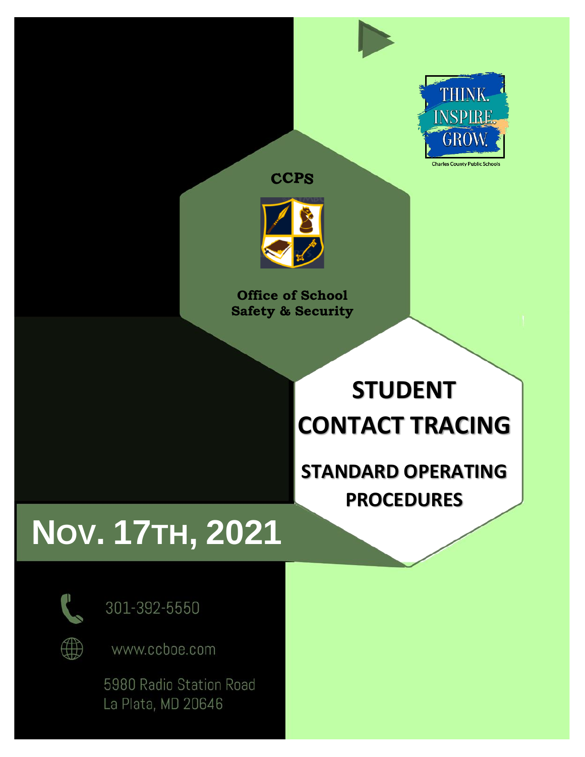THINK.
INSPIRE.
GROW.

Charles County Public Schools

**CCPS**

**Office of School Safety & Security**

# STUDENT CONTACT TRACING

## STANDARD OPERATING PROCEDURES

**NOV. 17TH, 2021**

301-392-5550

www.ccboe.com

5980 Radio Station Road
La Plata, MD 20646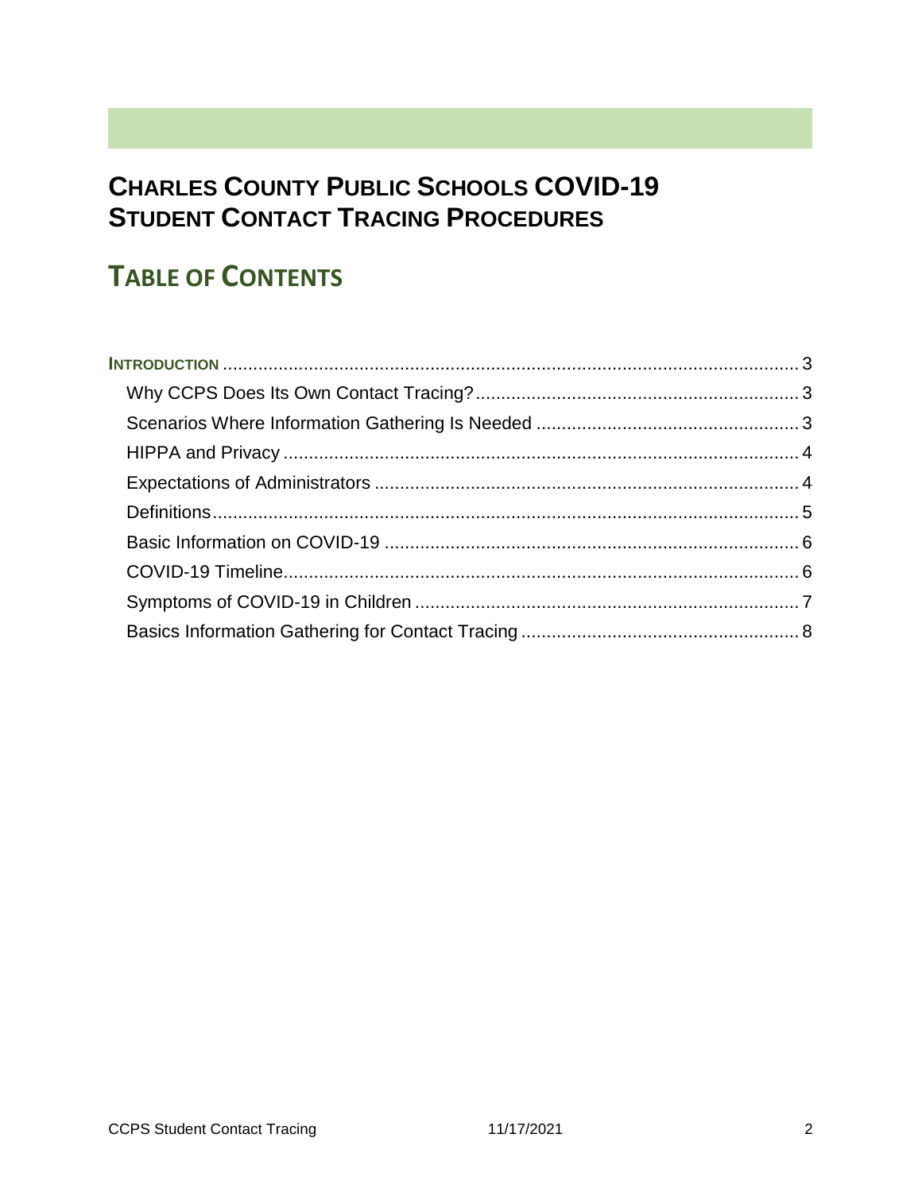# CHARLES COUNTY PUBLIC SCHOOLS COVID-19 STUDENT CONTACT TRACING PROCEDURES

## TABLE OF CONTENTS

**INTRODUCTION** ..... 3

- Why CCPS Does Its Own Contact Tracing? ..... 3
- Scenarios Where Information Gathering Is Needed ..... 3
- HIPPA and Privacy ..... 4
- Expectations of Administrators ..... 4
- Definitions ..... 5
- Basic Information on COVID-19 ..... 6
- COVID-19 Timeline ..... 6
- Symptoms of COVID-19 in Children ..... 7
- Basics Information Gathering for Contact Tracing ..... 8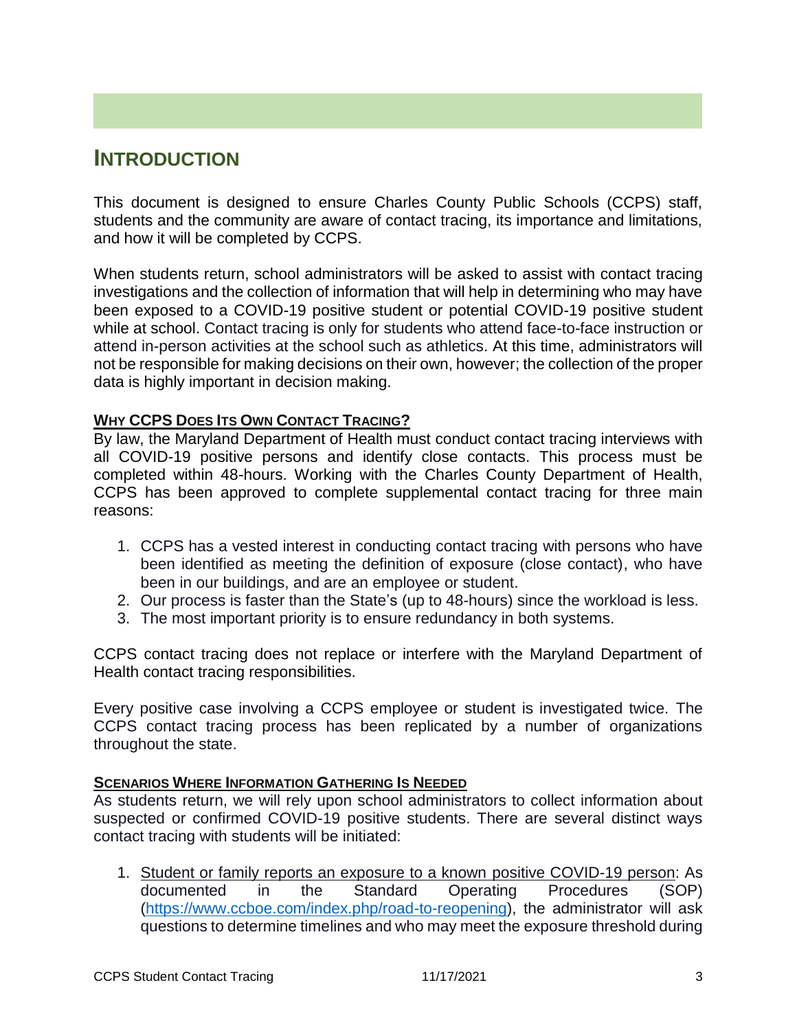## INTRODUCTION

This document is designed to ensure Charles County Public Schools (CCPS) staff, students and the community are aware of contact tracing, its importance and limitations, and how it will be completed by CCPS.

When students return, school administrators will be asked to assist with contact tracing investigations and the collection of information that will help in determining who may have been exposed to a COVID-19 positive student or potential COVID-19 positive student while at school. Contact tracing is only for students who attend face-to-face instruction or attend in-person activities at the school such as athletics. At this time, administrators will not be responsible for making decisions on their own, however; the collection of the proper data is highly important in decision making.

### WHY CCPS DOES ITS OWN CONTACT TRACING?

By law, the Maryland Department of Health must conduct contact tracing interviews with all COVID-19 positive persons and identify close contacts. This process must be completed within 48-hours. Working with the Charles County Department of Health, CCPS has been approved to complete supplemental contact tracing for three main reasons:

1. CCPS has a vested interest in conducting contact tracing with persons who have been identified as meeting the definition of exposure (close contact), who have been in our buildings, and are an employee or student.
2. Our process is faster than the State's (up to 48-hours) since the workload is less.
3. The most important priority is to ensure redundancy in both systems.

CCPS contact tracing does not replace or interfere with the Maryland Department of Health contact tracing responsibilities.

Every positive case involving a CCPS employee or student is investigated twice. The CCPS contact tracing process has been replicated by a number of organizations throughout the state.

### SCENARIOS WHERE INFORMATION GATHERING IS NEEDED

As students return, we will rely upon school administrators to collect information about suspected or confirmed COVID-19 positive students. There are several distinct ways contact tracing with students will be initiated:

1. Student or family reports an exposure to a known positive COVID-19 person: As documented in the Standard Operating Procedures (SOP) (https://www.ccboe.com/index.php/road-to-reopening), the administrator will ask questions to determine timelines and who may meet the exposure threshold during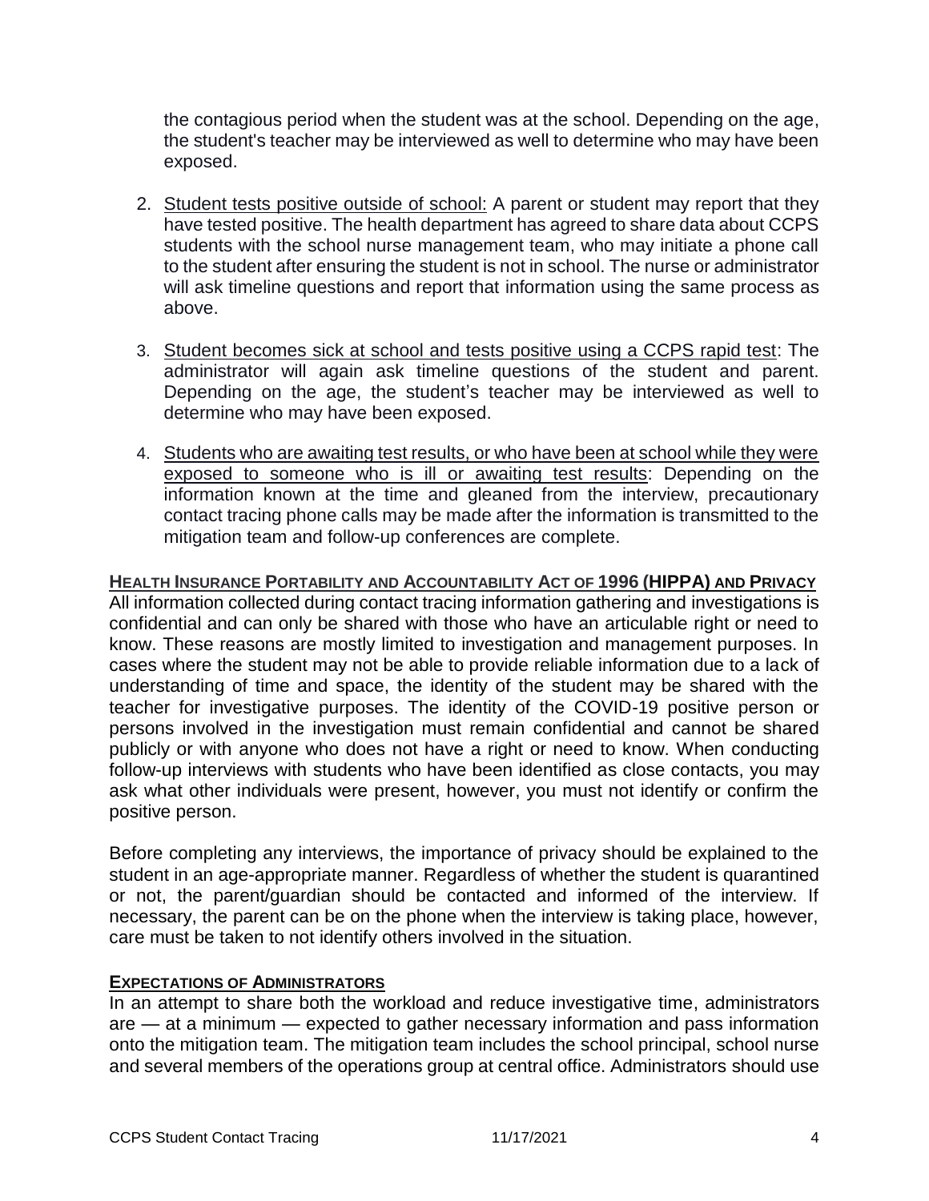the contagious period when the student was at the school. Depending on the age, the student's teacher may be interviewed as well to determine who may have been exposed.

2. Student tests positive outside of school: A parent or student may report that they have tested positive. The health department has agreed to share data about CCPS students with the school nurse management team, who may initiate a phone call to the student after ensuring the student is not in school. The nurse or administrator will ask timeline questions and report that information using the same process as above.

3. Student becomes sick at school and tests positive using a CCPS rapid test: The administrator will again ask timeline questions of the student and parent. Depending on the age, the student's teacher may be interviewed as well to determine who may have been exposed.

4. Students who are awaiting test results, or who have been at school while they were exposed to someone who is ill or awaiting test results: Depending on the information known at the time and gleaned from the interview, precautionary contact tracing phone calls may be made after the information is transmitted to the mitigation team and follow-up conferences are complete.

## HEALTH INSURANCE PORTABILITY AND ACCOUNTABILITY ACT OF 1996 (HIPPA) AND PRIVACY

All information collected during contact tracing information gathering and investigations is confidential and can only be shared with those who have an articulable right or need to know. These reasons are mostly limited to investigation and management purposes. In cases where the student may not be able to provide reliable information due to a lack of understanding of time and space, the identity of the student may be shared with the teacher for investigative purposes. The identity of the COVID-19 positive person or persons involved in the investigation must remain confidential and cannot be shared publicly or with anyone who does not have a right or need to know. When conducting follow-up interviews with students who have been identified as close contacts, you may ask what other individuals were present, however, you must not identify or confirm the positive person.

Before completing any interviews, the importance of privacy should be explained to the student in an age-appropriate manner. Regardless of whether the student is quarantined or not, the parent/guardian should be contacted and informed of the interview. If necessary, the parent can be on the phone when the interview is taking place, however, care must be taken to not identify others involved in the situation.

## EXPECTATIONS OF ADMINISTRATORS

In an attempt to share both the workload and reduce investigative time, administrators are — at a minimum — expected to gather necessary information and pass information onto the mitigation team. The mitigation team includes the school principal, school nurse and several members of the operations group at central office. Administrators should use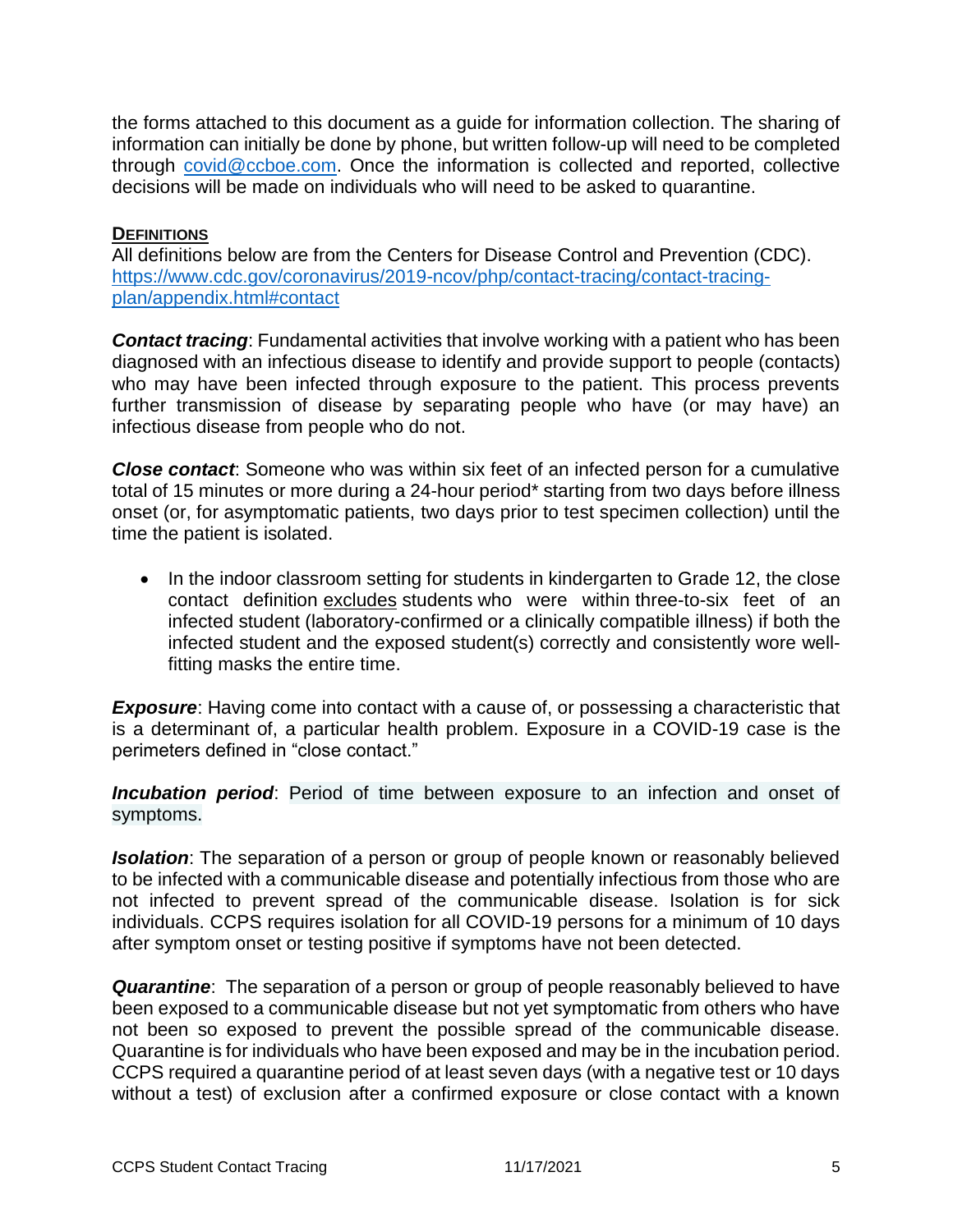the forms attached to this document as a guide for information collection. The sharing of information can initially be done by phone, but written follow-up will need to be completed through [covid@ccboe.com](mailto:covid@ccboe.com). Once the information is collected and reported, collective decisions will be made on individuals who will need to be asked to quarantine.

## DEFINITIONS

All definitions below are from the Centers for Disease Control and Prevention (CDC). [https://www.cdc.gov/coronavirus/2019-ncov/php/contact-tracing/contact-tracing-plan/appendix.html#contact](https://www.cdc.gov/coronavirus/2019-ncov/php/contact-tracing/contact-tracing-plan/appendix.html#contact)

***Contact tracing***: Fundamental activities that involve working with a patient who has been diagnosed with an infectious disease to identify and provide support to people (contacts) who may have been infected through exposure to the patient. This process prevents further transmission of disease by separating people who have (or may have) an infectious disease from people who do not.

***Close contact***: Someone who was within six feet of an infected person for a cumulative total of 15 minutes or more during a 24-hour period* starting from two days before illness onset (or, for asymptomatic patients, two days prior to test specimen collection) until the time the patient is isolated.

- In the indoor classroom setting for students in kindergarten to Grade 12, the close contact definition <u>excludes</u> students who were within three-to-six feet of an infected student (laboratory-confirmed or a clinically compatible illness) if both the infected student and the exposed student(s) correctly and consistently wore well-fitting masks the entire time.

***Exposure***: Having come into contact with a cause of, or possessing a characteristic that is a determinant of, a particular health problem. Exposure in a COVID-19 case is the perimeters defined in "close contact."

***Incubation period***: Period of time between exposure to an infection and onset of symptoms.

***Isolation***: The separation of a person or group of people known or reasonably believed to be infected with a communicable disease and potentially infectious from those who are not infected to prevent spread of the communicable disease. Isolation is for sick individuals. CCPS requires isolation for all COVID-19 persons for a minimum of 10 days after symptom onset or testing positive if symptoms have not been detected.

***Quarantine***: The separation of a person or group of people reasonably believed to have been exposed to a communicable disease but not yet symptomatic from others who have not been so exposed to prevent the possible spread of the communicable disease. Quarantine is for individuals who have been exposed and may be in the incubation period. CCPS required a quarantine period of at least seven days (with a negative test or 10 days without a test) of exclusion after a confirmed exposure or close contact with a known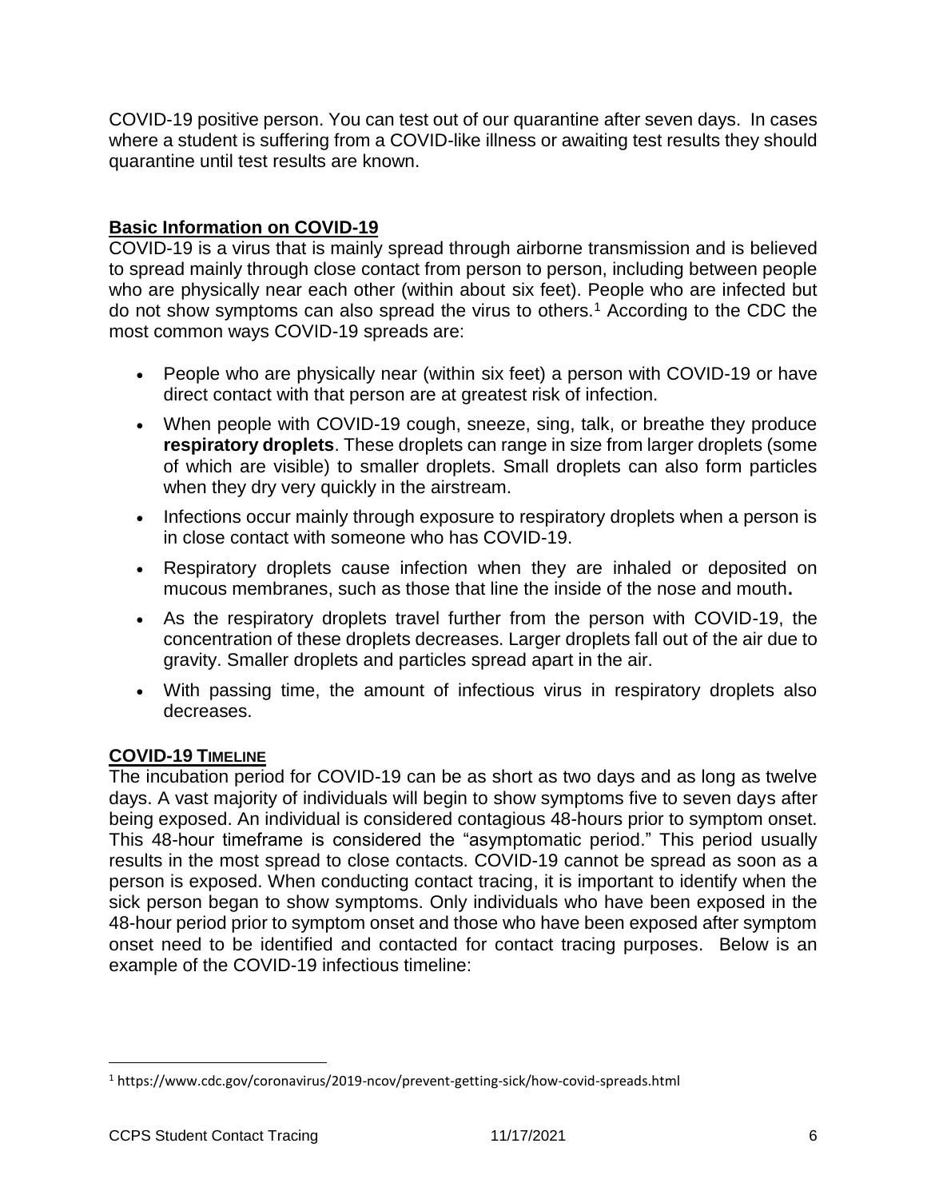COVID-19 positive person. You can test out of our quarantine after seven days. In cases where a student is suffering from a COVID-like illness or awaiting test results they should quarantine until test results are known.

## Basic Information on COVID-19

COVID-19 is a virus that is mainly spread through airborne transmission and is believed to spread mainly through close contact from person to person, including between people who are physically near each other (within about six feet). People who are infected but do not show symptoms can also spread the virus to others.[1] According to the CDC the most common ways COVID-19 spreads are:

- People who are physically near (within six feet) a person with COVID-19 or have direct contact with that person are at greatest risk of infection.
- When people with COVID-19 cough, sneeze, sing, talk, or breathe they produce **respiratory droplets**. These droplets can range in size from larger droplets (some of which are visible) to smaller droplets. Small droplets can also form particles when they dry very quickly in the airstream.
- Infections occur mainly through exposure to respiratory droplets when a person is in close contact with someone who has COVID-19.
- Respiratory droplets cause infection when they are inhaled or deposited on mucous membranes, such as those that line the inside of the nose and mouth**.**
- As the respiratory droplets travel further from the person with COVID-19, the concentration of these droplets decreases. Larger droplets fall out of the air due to gravity. Smaller droplets and particles spread apart in the air.
- With passing time, the amount of infectious virus in respiratory droplets also decreases.

## COVID-19 Timeline

The incubation period for COVID-19 can be as short as two days and as long as twelve days. A vast majority of individuals will begin to show symptoms five to seven days after being exposed. An individual is considered contagious 48-hours prior to symptom onset. This 48-hour timeframe is considered the "asymptomatic period." This period usually results in the most spread to close contacts. COVID-19 cannot be spread as soon as a person is exposed. When conducting contact tracing, it is important to identify when the sick person began to show symptoms. Only individuals who have been exposed in the 48-hour period prior to symptom onset and those who have been exposed after symptom onset need to be identified and contacted for contact tracing purposes. Below is an example of the COVID-19 infectious timeline:

[1] https://www.cdc.gov/coronavirus/2019-ncov/prevent-getting-sick/how-covid-spreads.html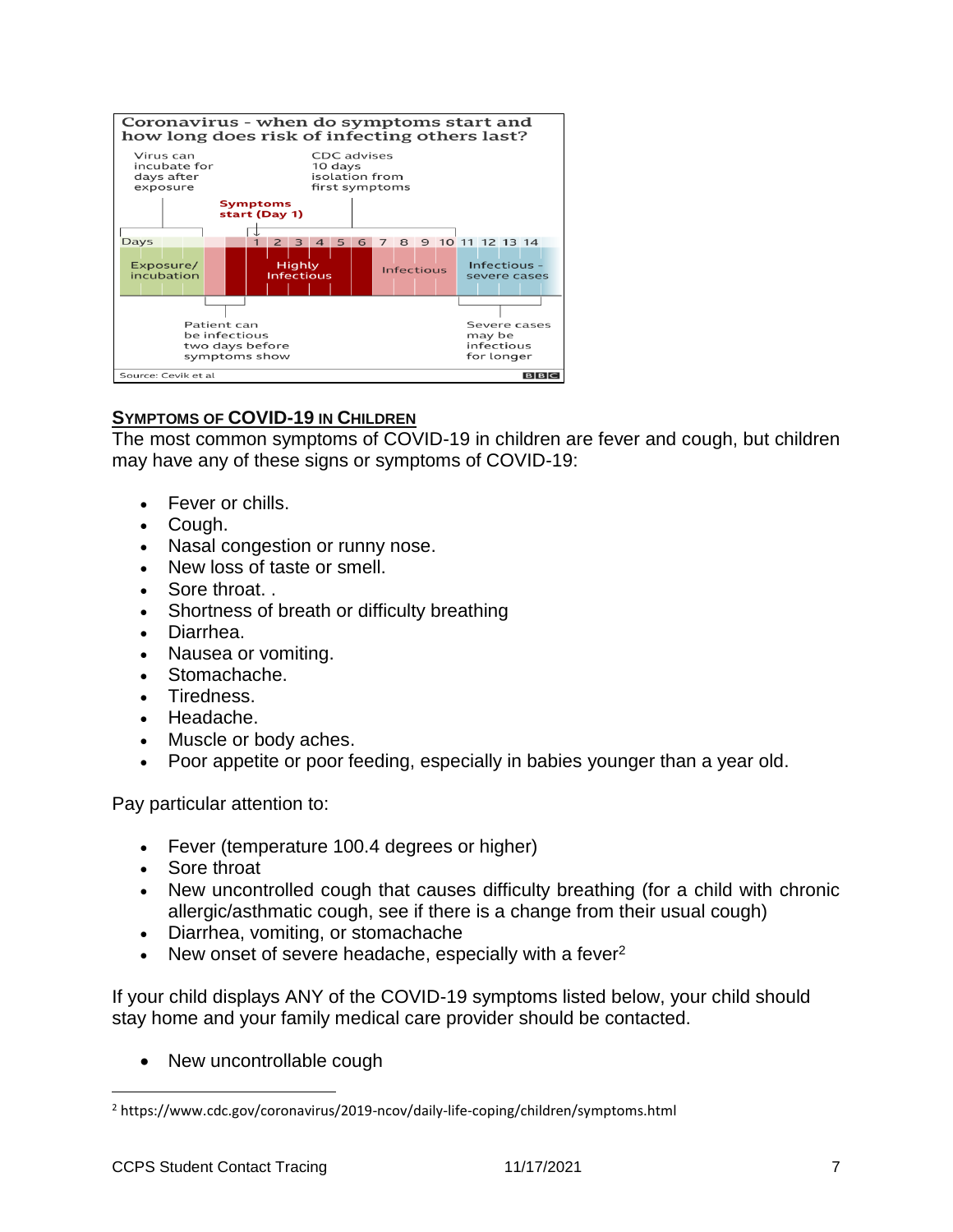Coronavirus - when do symptoms start and how long does risk of infecting others last?

Virus can incubate for days after exposure

CDC advises 10 days isolation from first symptoms

Symptoms start (Day 1)

Days 1 2 3 4 5 6 7 8 9 10 11 12 13 14

Exposure/ incubation

Highly Infectious

Infectious

Infectious - severe cases

Patient can be infectious two days before symptoms show

Severe cases may be infectious for longer

Source: Cevik et al

BBC

## SYMPTOMS OF COVID-19 IN CHILDREN

The most common symptoms of COVID-19 in children are fever and cough, but children may have any of these signs or symptoms of COVID-19:

- Fever or chills.
- Cough.
- Nasal congestion or runny nose.
- New loss of taste or smell.
- Sore throat. .
- Shortness of breath or difficulty breathing
- Diarrhea.
- Nausea or vomiting.
- Stomachache.
- Tiredness.
- Headache.
- Muscle or body aches.
- Poor appetite or poor feeding, especially in babies younger than a year old.

Pay particular attention to:

- Fever (temperature 100.4 degrees or higher)
- Sore throat
- New uncontrolled cough that causes difficulty breathing (for a child with chronic allergic/asthmatic cough, see if there is a change from their usual cough)
- Diarrhea, vomiting, or stomachache
- New onset of severe headache, especially with a fever[2]

If your child displays ANY of the COVID-19 symptoms listed below, your child should stay home and your family medical care provider should be contacted.

- New uncontrollable cough

[2] https://www.cdc.gov/coronavirus/2019-ncov/daily-life-coping/children/symptoms.html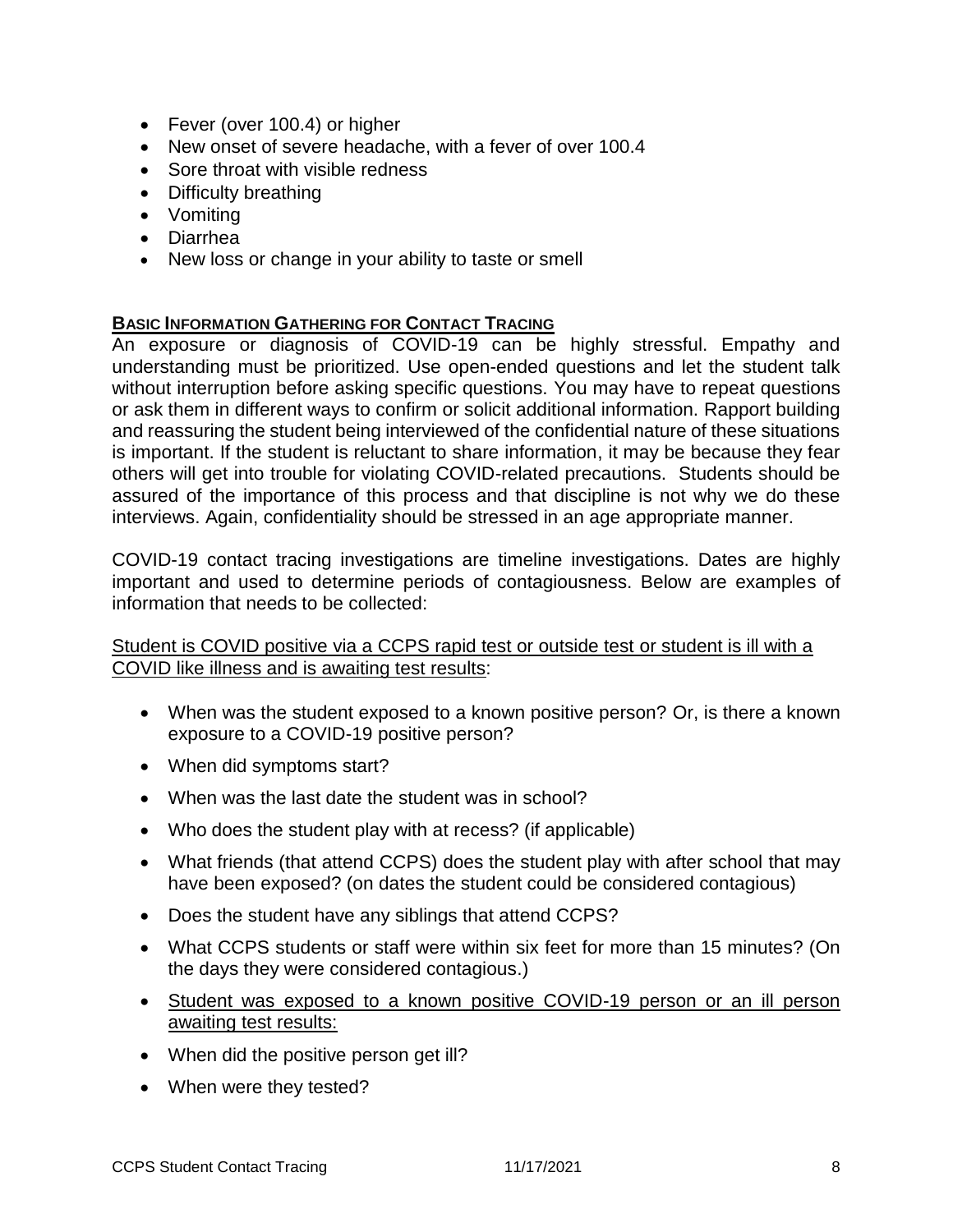- Fever (over 100.4) or higher
- New onset of severe headache, with a fever of over 100.4
- Sore throat with visible redness
- Difficulty breathing
- Vomiting
- Diarrhea
- New loss or change in your ability to taste or smell

## BASIC INFORMATION GATHERING FOR CONTACT TRACING

An exposure or diagnosis of COVID-19 can be highly stressful. Empathy and understanding must be prioritized. Use open-ended questions and let the student talk without interruption before asking specific questions. You may have to repeat questions or ask them in different ways to confirm or solicit additional information. Rapport building and reassuring the student being interviewed of the confidential nature of these situations is important. If the student is reluctant to share information, it may be because they fear others will get into trouble for violating COVID-related precautions. Students should be assured of the importance of this process and that discipline is not why we do these interviews. Again, confidentiality should be stressed in an age appropriate manner.

COVID-19 contact tracing investigations are timeline investigations. Dates are highly important and used to determine periods of contagiousness. Below are examples of information that needs to be collected:

<u>Student is COVID positive via a CCPS rapid test or outside test or student is ill with a COVID like illness and is awaiting test results</u>:

- When was the student exposed to a known positive person? Or, is there a known exposure to a COVID-19 positive person?
- When did symptoms start?
- When was the last date the student was in school?
- Who does the student play with at recess? (if applicable)
- What friends (that attend CCPS) does the student play with after school that may have been exposed? (on dates the student could be considered contagious)
- Does the student have any siblings that attend CCPS?
- What CCPS students or staff were within six feet for more than 15 minutes? (On the days they were considered contagious.)
- <u>Student was exposed to a known positive COVID-19 person or an ill person awaiting test results:</u>
- When did the positive person get ill?
- When were they tested?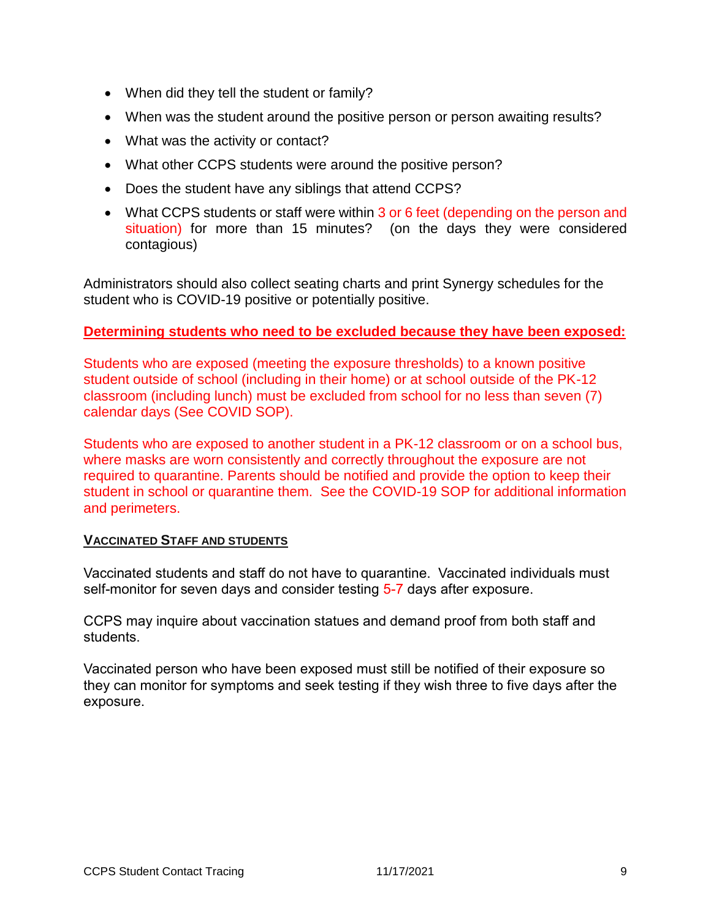- When did they tell the student or family?
- When was the student around the positive person or person awaiting results?
- What was the activity or contact?
- What other CCPS students were around the positive person?
- Does the student have any siblings that attend CCPS?
- What CCPS students or staff were within 3 or 6 feet (depending on the person and situation) for more than 15 minutes? (on the days they were considered contagious)

Administrators should also collect seating charts and print Synergy schedules for the student who is COVID-19 positive or potentially positive.

**Determining students who need to be excluded because they have been exposed:**

Students who are exposed (meeting the exposure thresholds) to a known positive student outside of school (including in their home) or at school outside of the PK-12 classroom (including lunch) must be excluded from school for no less than seven (7) calendar days (See COVID SOP).

Students who are exposed to another student in a PK-12 classroom or on a school bus, where masks are worn consistently and correctly throughout the exposure are not required to quarantine. Parents should be notified and provide the option to keep their student in school or quarantine them. See the COVID-19 SOP for additional information and perimeters.

**VACCINATED STAFF AND STUDENTS**

Vaccinated students and staff do not have to quarantine. Vaccinated individuals must self-monitor for seven days and consider testing 5-7 days after exposure.

CCPS may inquire about vaccination statues and demand proof from both staff and students.

Vaccinated person who have been exposed must still be notified of their exposure so they can monitor for symptoms and seek testing if they wish three to five days after the exposure.